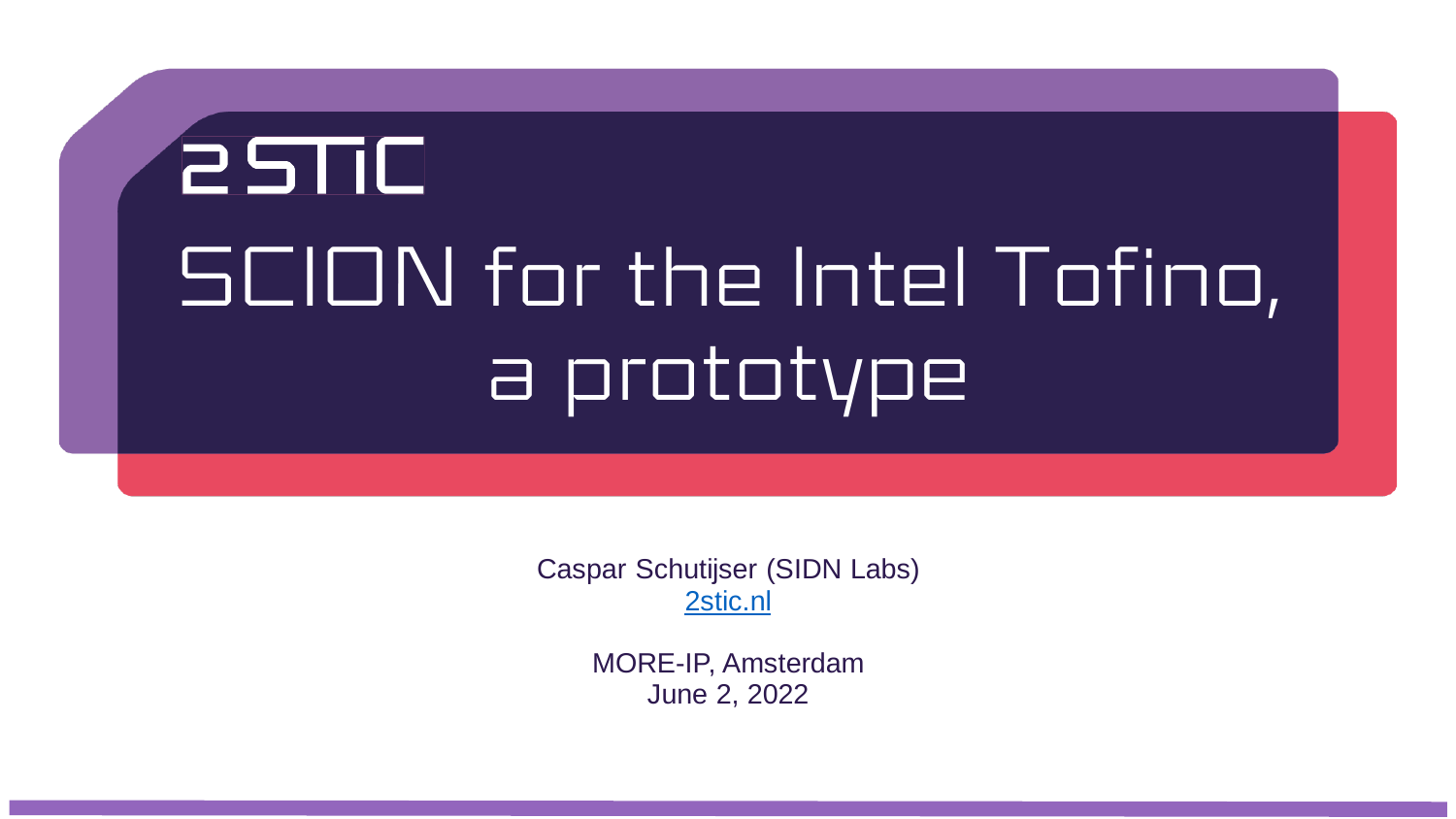2STiC

# SCION for the Intel Tofino, a prototype

Caspar Schutijser (SIDN Labs)
[2stic.nl](https://2stic.nl)

MORE-IP, Amsterdam
June 2, 2022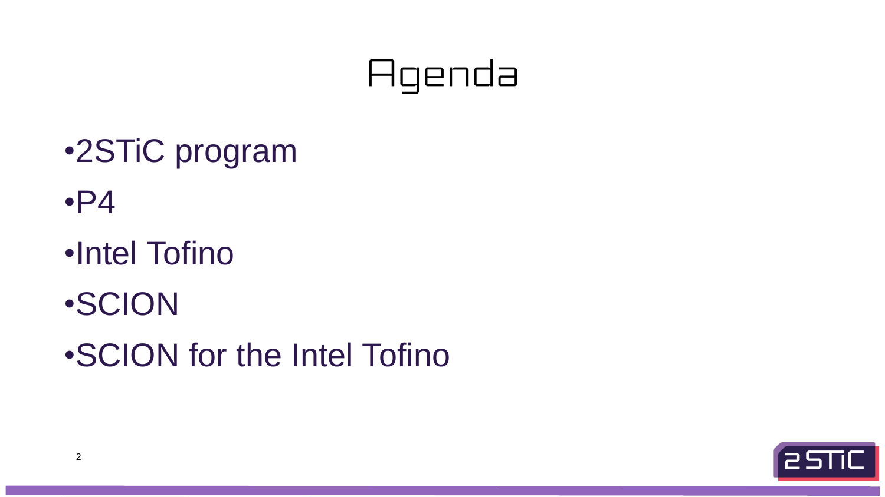# Agenda

- 2STiC program
- P4
- Intel Tofino
- SCION
- SCION for the Intel Tofino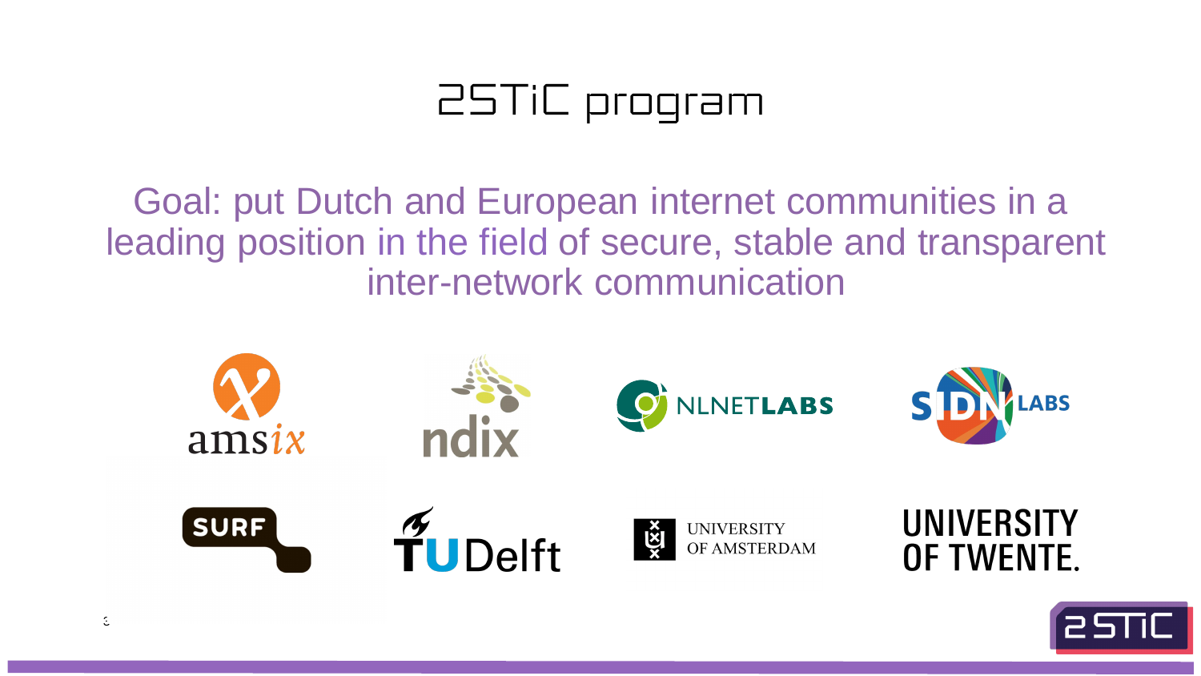# 2STiC program

Goal: put Dutch and European internet communities in a leading position in the field of secure, stable and transparent inter-network communication

amsix

ndix

NLNETLABS

SIDN LABS

SURF

TU Delft

UNIVERSITY OF AMSTERDAM

UNIVERSITY OF TWENTE.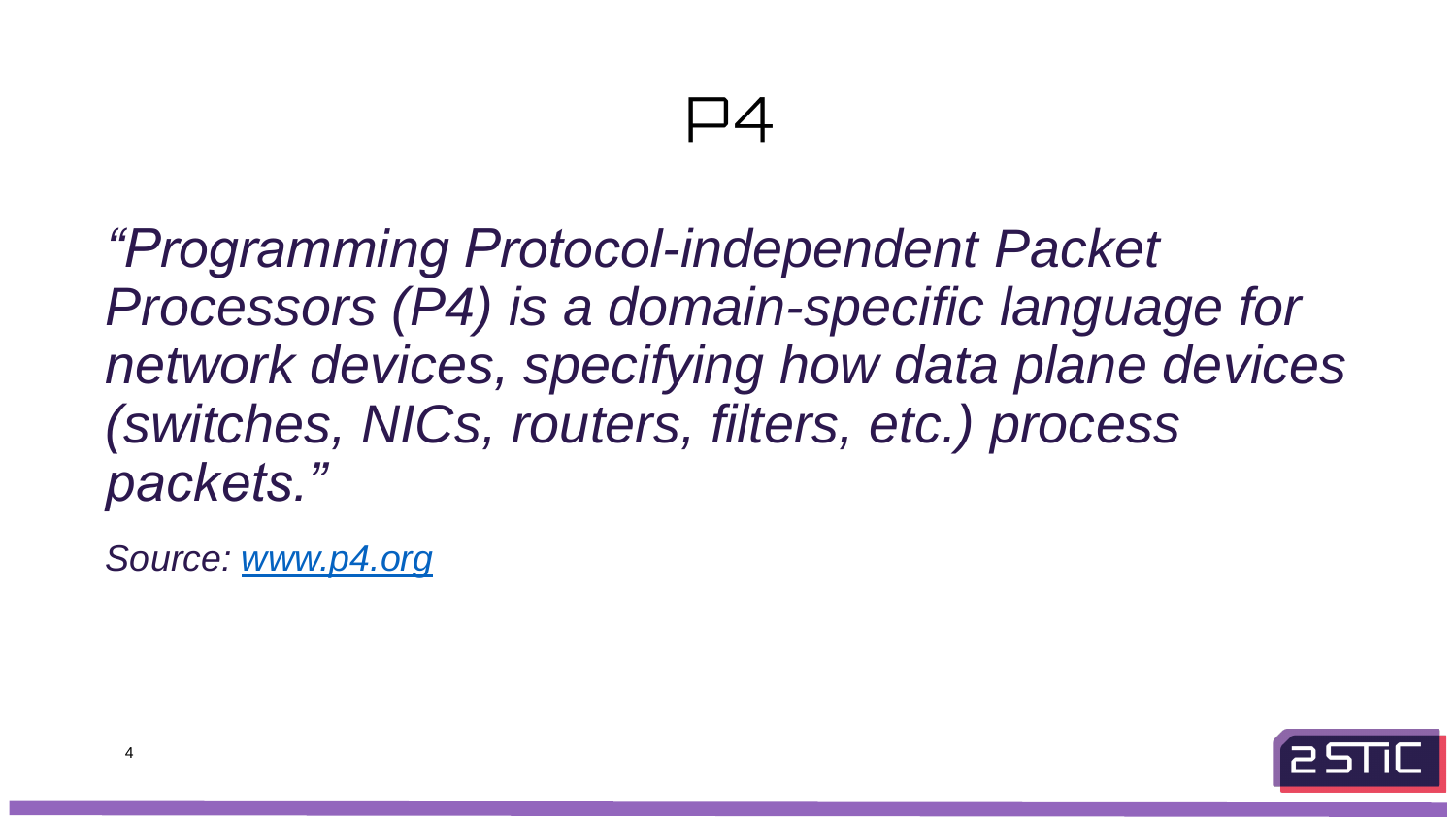# P4

*"Programming Protocol-independent Packet Processors (P4) is a domain-specific language for network devices, specifying how data plane devices (switches, NICs, routers, filters, etc.) process packets."*

*Source: [www.p4.org](http://www.p4.org)*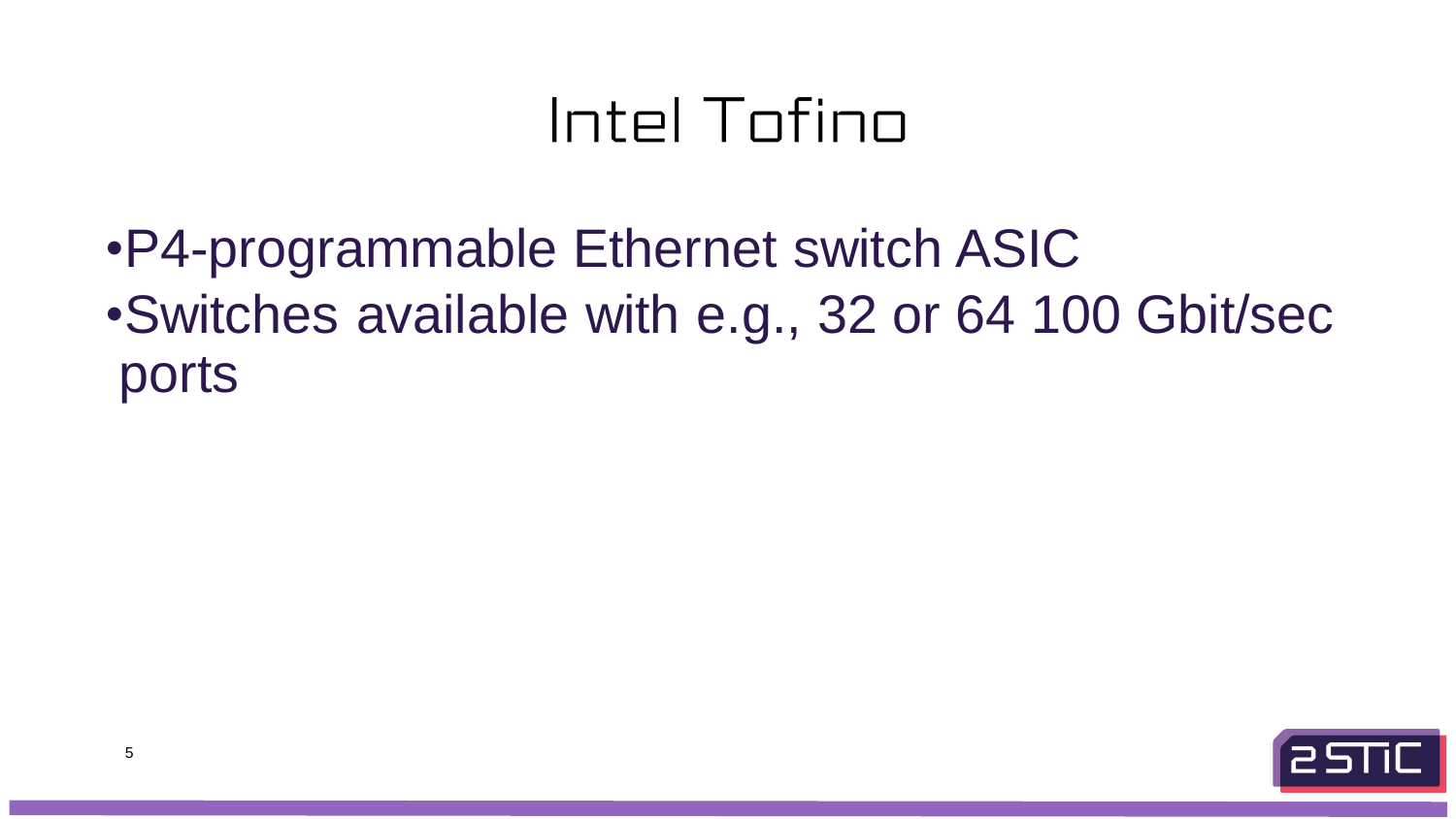# Intel Tofino

- P4-programmable Ethernet switch ASIC
- Switches available with e.g., 32 or 64 100 Gbit/sec ports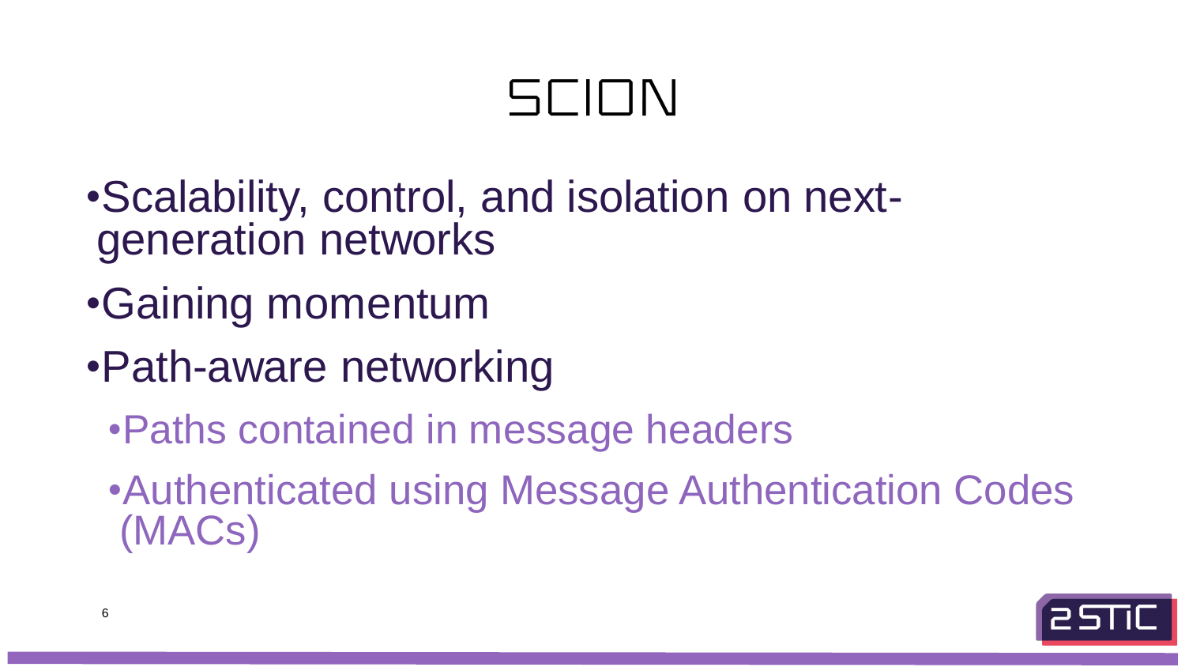# SCION

- Scalability, control, and isolation on next-generation networks
- Gaining momentum
- Path-aware networking
  - Paths contained in message headers
  - Authenticated using Message Authentication Codes (MACs)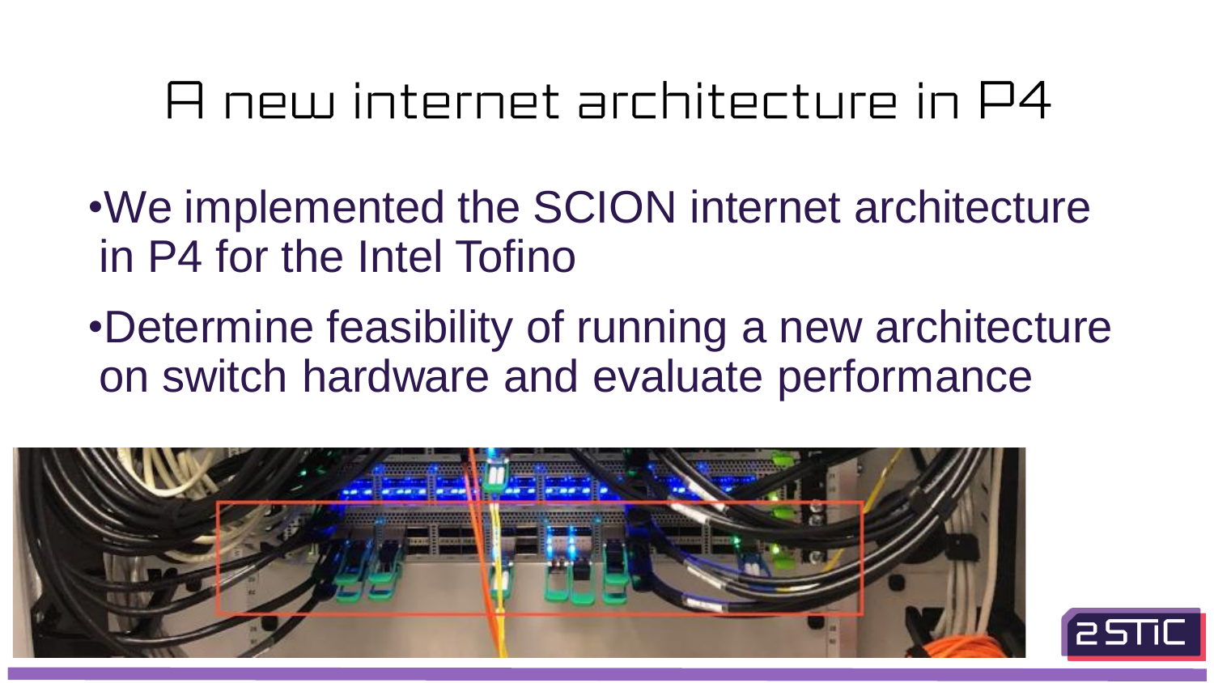# A new internet architecture in P4

- We implemented the SCION internet architecture in P4 for the Intel Tofino
- Determine feasibility of running a new architecture on switch hardware and evaluate performance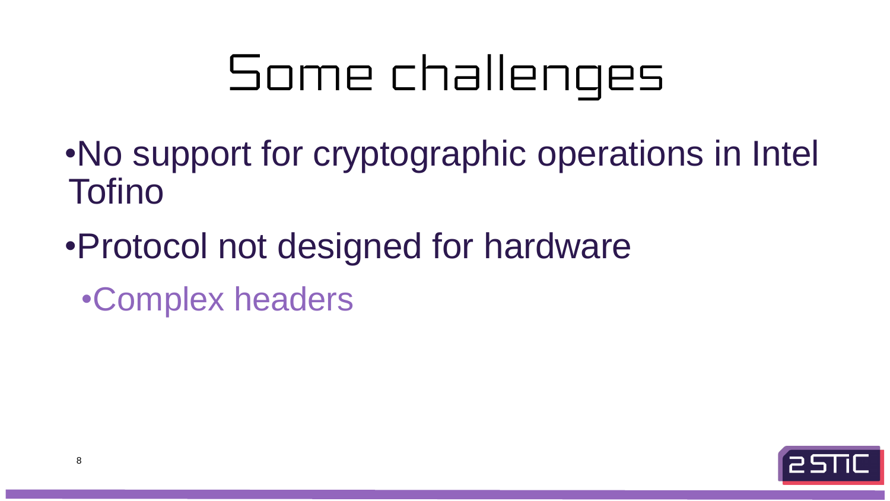# Some challenges

- No support for cryptographic operations in Intel Tofino
- Protocol not designed for hardware
  - Complex headers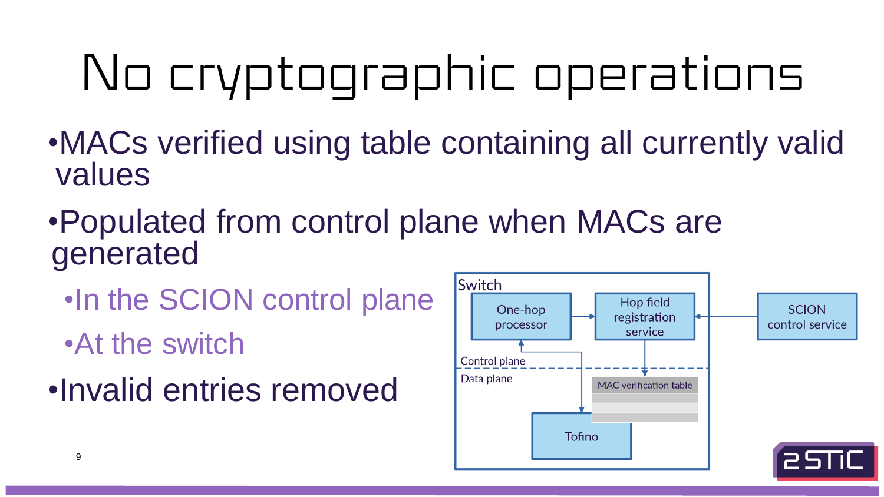# No cryptographic operations

- MACs verified using table containing all currently valid values
- Populated from control plane when MACs are generated
  - In the SCION control plane
  - At the switch
- Invalid entries removed

Switch

One-hop processor

Hop field registration service

SCION control service

Control plane

Data plane

MAC verification table

Tofino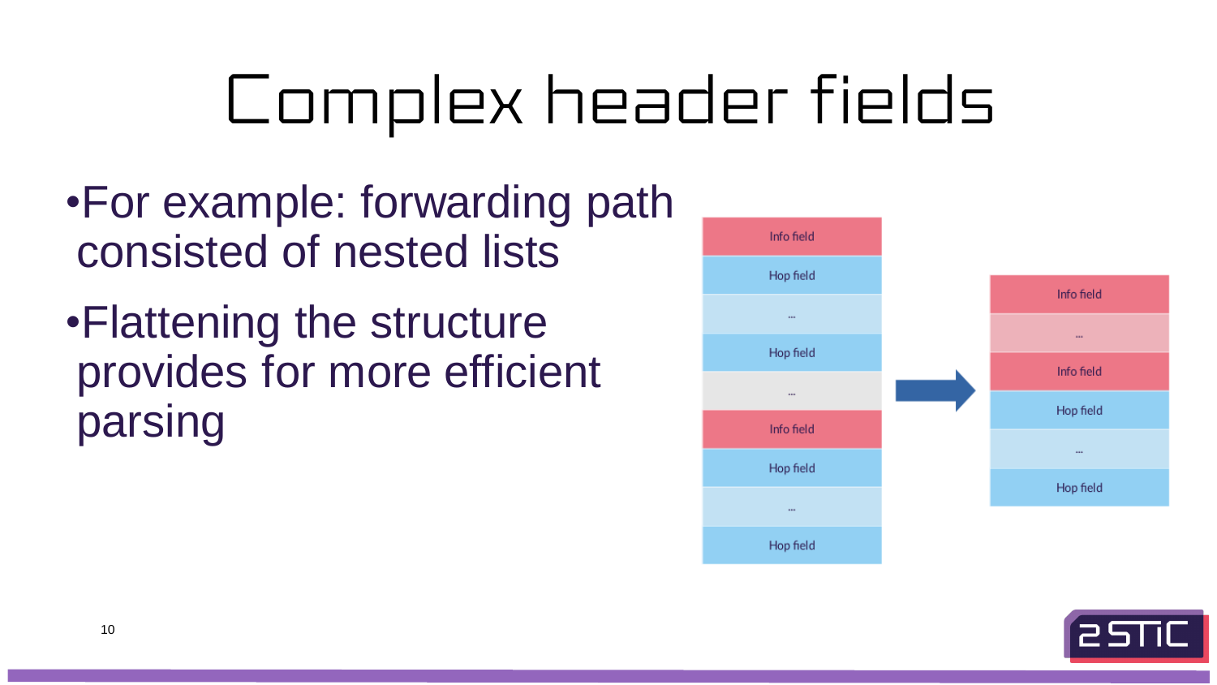# Complex header fields

- For example: forwarding path consisted of nested lists
- Flattening the structure provides for more efficient parsing

Info field

Hop field

...

Hop field

...

Info field

Hop field

...

Hop field

Info field

...

Info field

Hop field

...

Hop field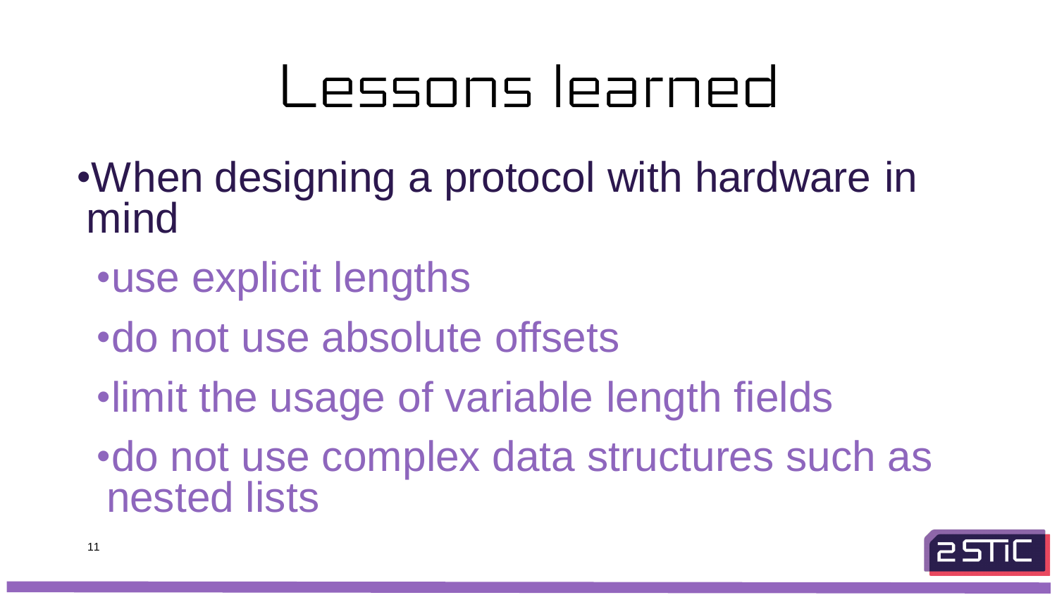# Lessons learned

- When designing a protocol with hardware in mind
  - use explicit lengths
  - do not use absolute offsets
  - limit the usage of variable length fields
  - do not use complex data structures such as nested lists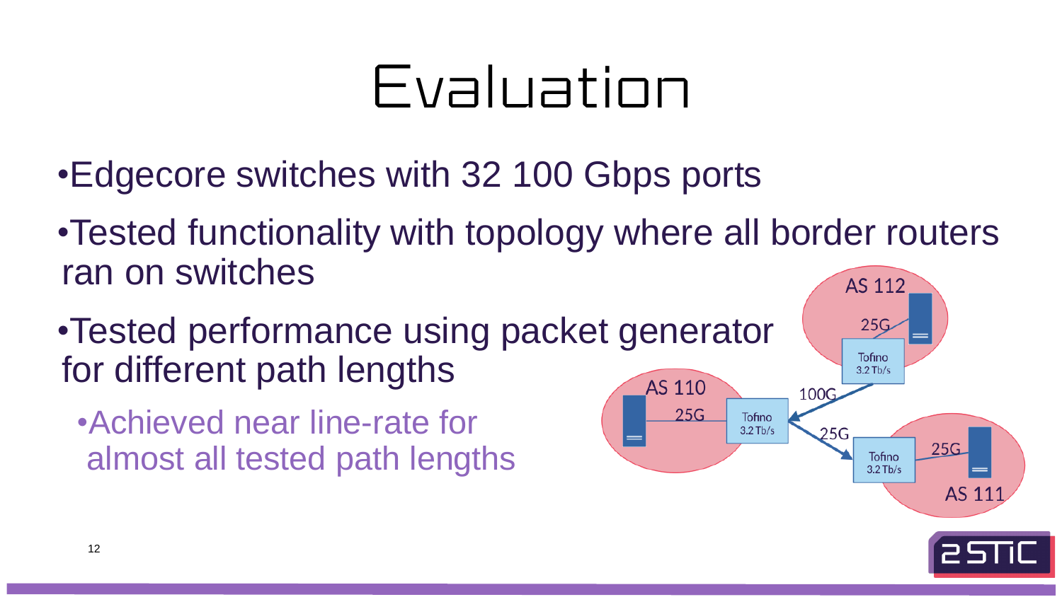# Evaluation

- Edgecore switches with 32 100 Gbps ports
- Tested functionality with topology where all border routers ran on switches
- Tested performance using packet generator for different path lengths
  - Achieved near line-rate for almost all tested path lengths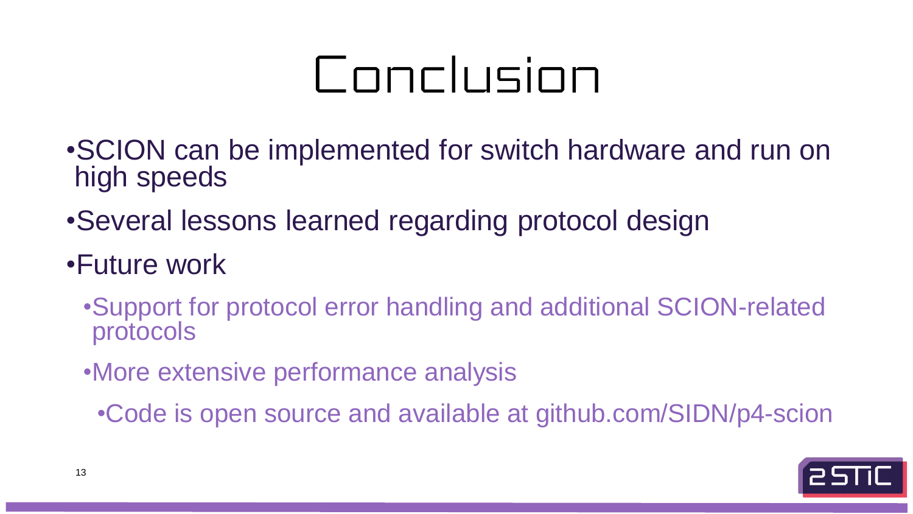# Conclusion

- SCION can be implemented for switch hardware and run on high speeds
- Several lessons learned regarding protocol design
- Future work
  - Support for protocol error handling and additional SCION-related protocols
  - More extensive performance analysis
    - Code is open source and available at github.com/SIDN/p4-scion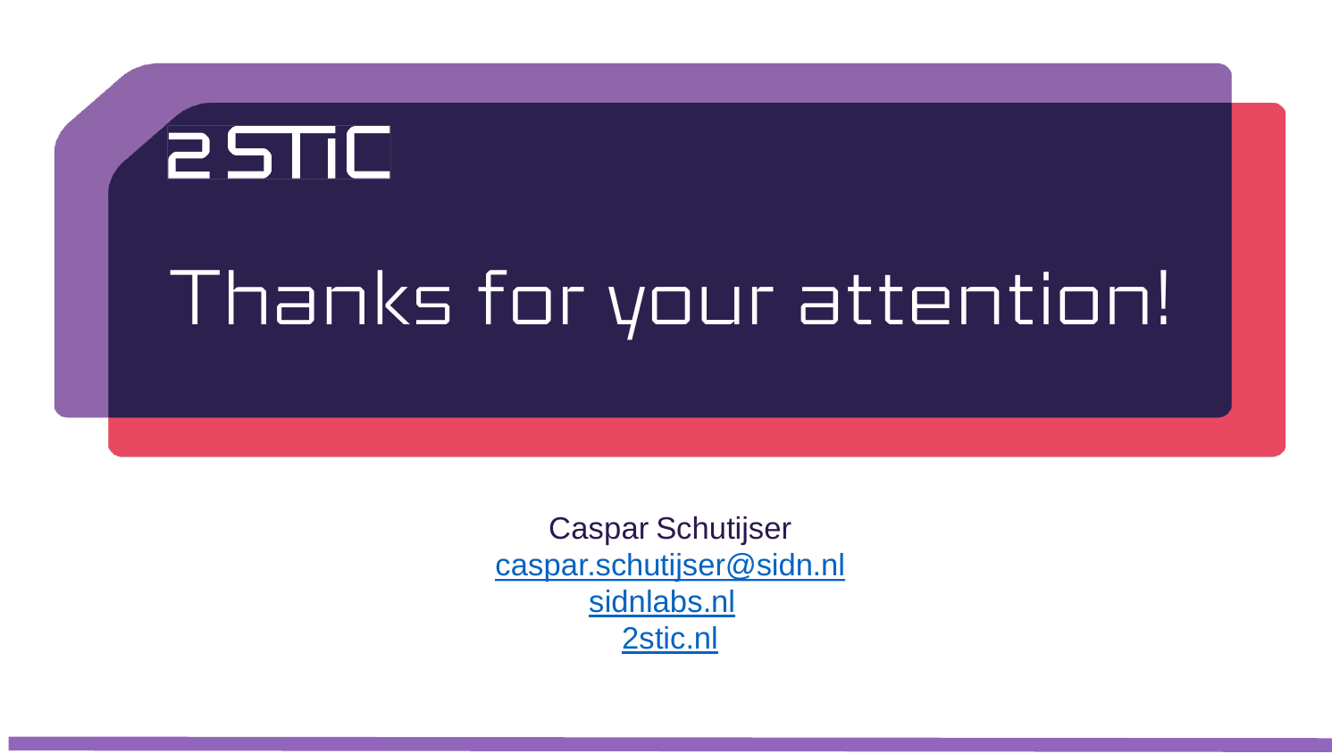2STIC

# Thanks for your attention!

Caspar Schutijser

caspar.schutijser@sidn.nl

sidnlabs.nl

2stic.nl